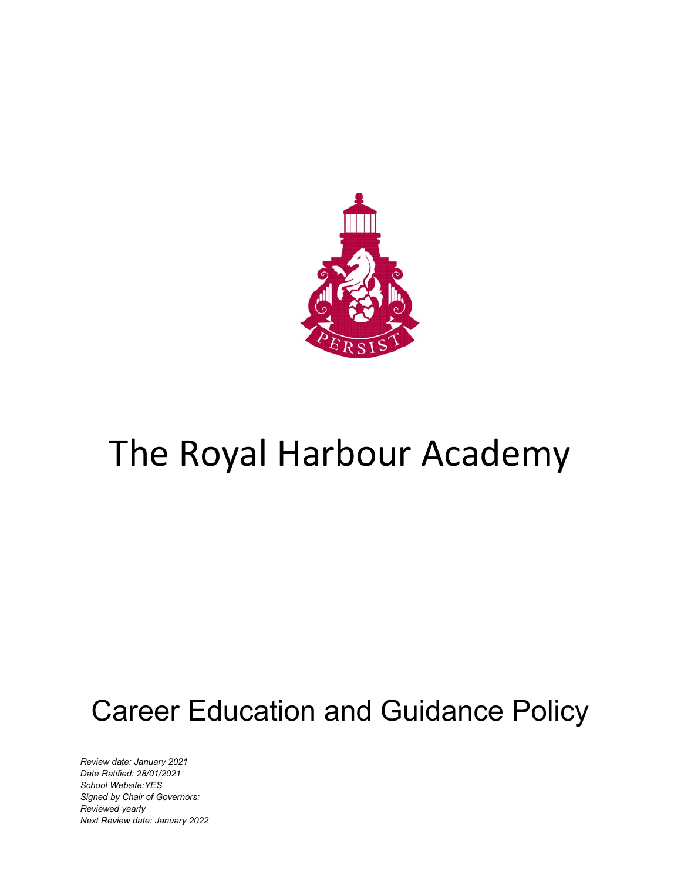# The Royal Harbour Academy

## Career Education and Guidance Policy

*Review date: January 2021*
*Date Ratified: 28/01/2021*
*School Website:YES*
*Signed by Chair of Governors:*
*Reviewed yearly*
*Next Review date: January 2022*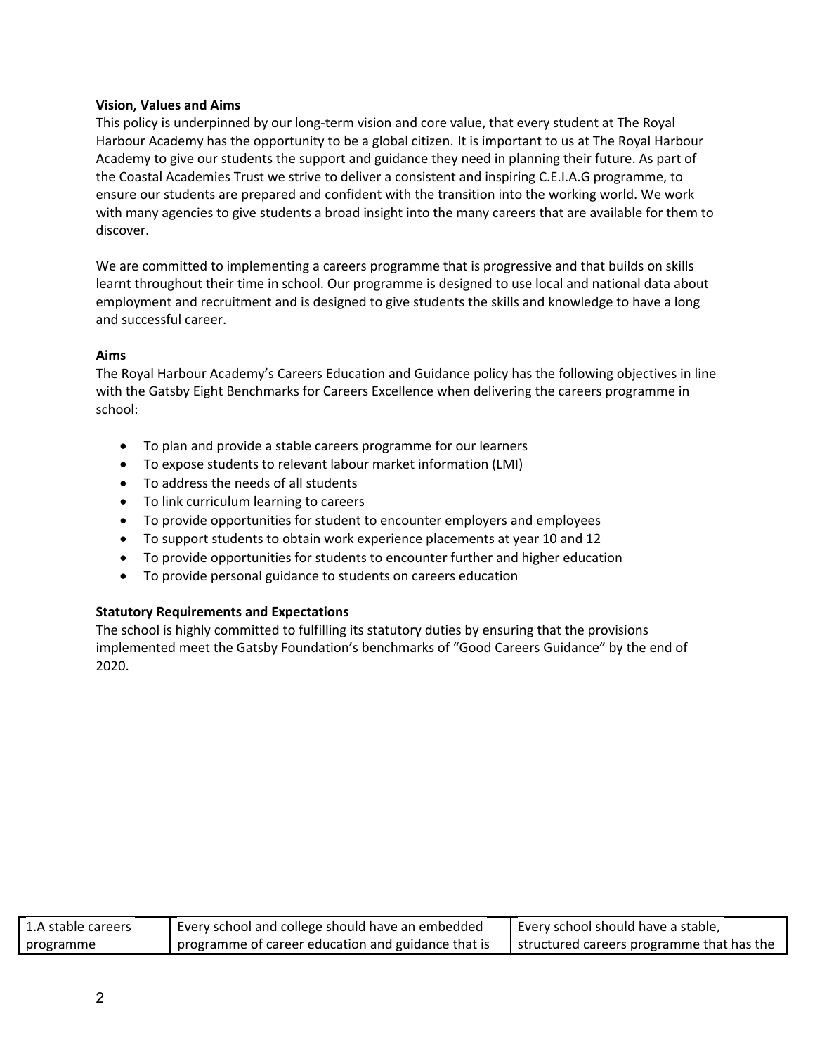**Vision, Values and Aims**

This policy is underpinned by our long-term vision and core value, that every student at The Royal Harbour Academy has the opportunity to be a global citizen. It is important to us at The Royal Harbour Academy to give our students the support and guidance they need in planning their future. As part of the Coastal Academies Trust we strive to deliver a consistent and inspiring C.E.I.A.G programme, to ensure our students are prepared and confident with the transition into the working world. We work with many agencies to give students a broad insight into the many careers that are available for them to discover.

We are committed to implementing a careers programme that is progressive and that builds on skills learnt throughout their time in school. Our programme is designed to use local and national data about employment and recruitment and is designed to give students the skills and knowledge to have a long and successful career.

**Aims**

The Royal Harbour Academy's Careers Education and Guidance policy has the following objectives in line with the Gatsby Eight Benchmarks for Careers Excellence when delivering the careers programme in school:

- To plan and provide a stable careers programme for our learners
- To expose students to relevant labour market information (LMI)
- To address the needs of all students
- To link curriculum learning to careers
- To provide opportunities for student to encounter employers and employees
- To support students to obtain work experience placements at year 10 and 12
- To provide opportunities for students to encounter further and higher education
- To provide personal guidance to students on careers education

**Statutory Requirements and Expectations**

The school is highly committed to fulfilling its statutory duties by ensuring that the provisions implemented meet the Gatsby Foundation's benchmarks of "Good Careers Guidance" by the end of 2020.

| 1.A stable careers programme | Every school and college should have an embedded programme of career education and guidance that is | Every school should have a stable, structured careers programme that has the |
|---|---|---|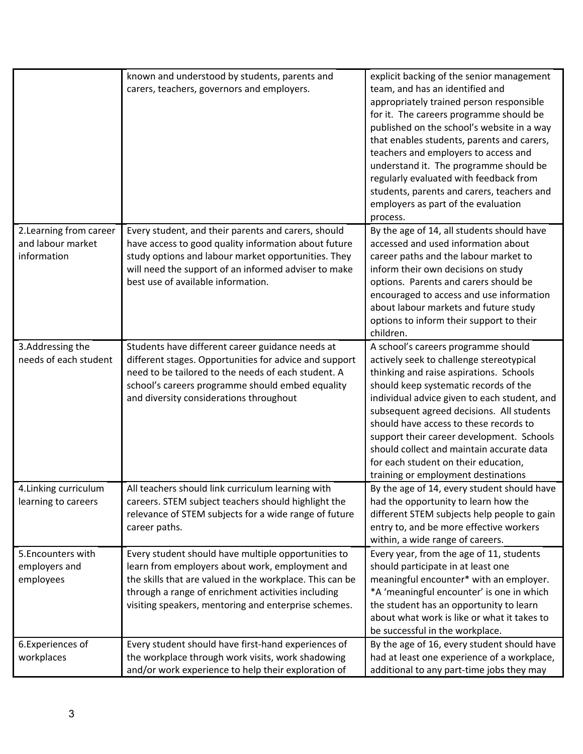| | | |
|---|---|---|
| | known and understood by students, parents and carers, teachers, governors and employers. | explicit backing of the senior management team, and has an identified and appropriately trained person responsible for it. The careers programme should be published on the school's website in a way that enables students, parents and carers, teachers and employers to access and understand it. The programme should be regularly evaluated with feedback from students, parents and carers, teachers and employers as part of the evaluation process. |
| 2.Learning from career and labour market information | Every student, and their parents and carers, should have access to good quality information about future study options and labour market opportunities. They will need the support of an informed adviser to make best use of available information. | By the age of 14, all students should have accessed and used information about career paths and the labour market to inform their own decisions on study options. Parents and carers should be encouraged to access and use information about labour markets and future study options to inform their support to their children. |
| 3.Addressing the needs of each student | Students have different career guidance needs at different stages. Opportunities for advice and support need to be tailored to the needs of each student. A school's careers programme should embed equality and diversity considerations throughout | A school's careers programme should actively seek to challenge stereotypical thinking and raise aspirations. Schools should keep systematic records of the individual advice given to each student, and subsequent agreed decisions. All students should have access to these records to support their career development. Schools should collect and maintain accurate data for each student on their education, training or employment destinations |
| 4.Linking curriculum learning to careers | All teachers should link curriculum learning with careers. STEM subject teachers should highlight the relevance of STEM subjects for a wide range of future career paths. | By the age of 14, every student should have had the opportunity to learn how the different STEM subjects help people to gain entry to, and be more effective workers within, a wide range of careers. |
| 5.Encounters with employers and employees | Every student should have multiple opportunities to learn from employers about work, employment and the skills that are valued in the workplace. This can be through a range of enrichment activities including visiting speakers, mentoring and enterprise schemes. | Every year, from the age of 11, students should participate in at least one meaningful encounter* with an employer. *A 'meaningful encounter' is one in which the student has an opportunity to learn about what work is like or what it takes to be successful in the workplace. |
| 6.Experiences of workplaces | Every student should have first-hand experiences of the workplace through work visits, work shadowing and/or work experience to help their exploration of | By the age of 16, every student should have had at least one experience of a workplace, additional to any part-time jobs they may |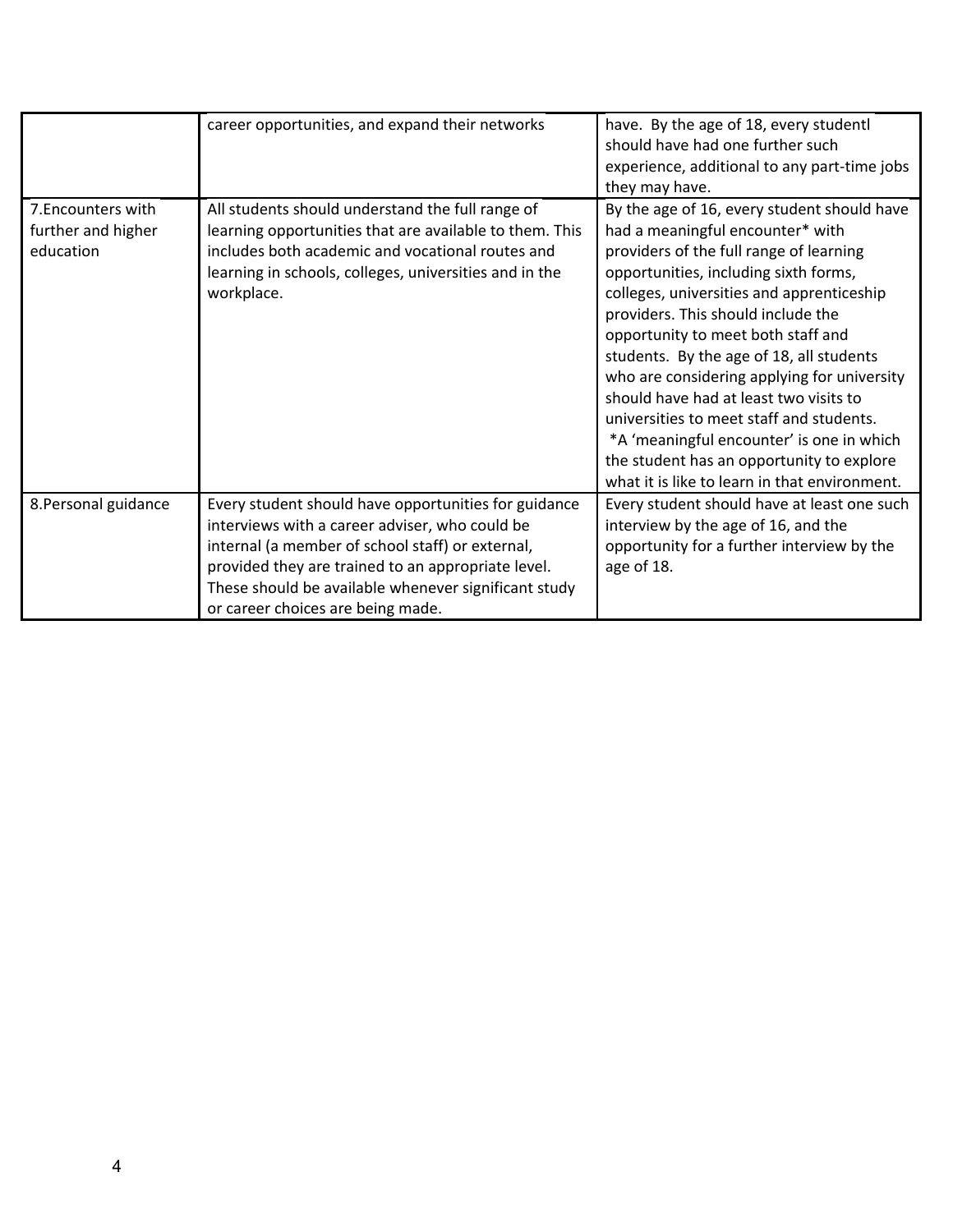| | | |
|---|---|---|
| | career opportunities, and expand their networks | have. By the age of 18, every studentl should have had one further such experience, additional to any part-time jobs they may have. |
| 7.Encounters with further and higher education | All students should understand the full range of learning opportunities that are available to them. This includes both academic and vocational routes and learning in schools, colleges, universities and in the workplace. | By the age of 16, every student should have had a meaningful encounter* with providers of the full range of learning opportunities, including sixth forms, colleges, universities and apprenticeship providers. This should include the opportunity to meet both staff and students. By the age of 18, all students who are considering applying for university should have had at least two visits to universities to meet staff and students. *A 'meaningful encounter' is one in which the student has an opportunity to explore what it is like to learn in that environment. |
| 8.Personal guidance | Every student should have opportunities for guidance interviews with a career adviser, who could be internal (a member of school staff) or external, provided they are trained to an appropriate level. These should be available whenever significant study or career choices are being made. | Every student should have at least one such interview by the age of 16, and the opportunity for a further interview by the age of 18. |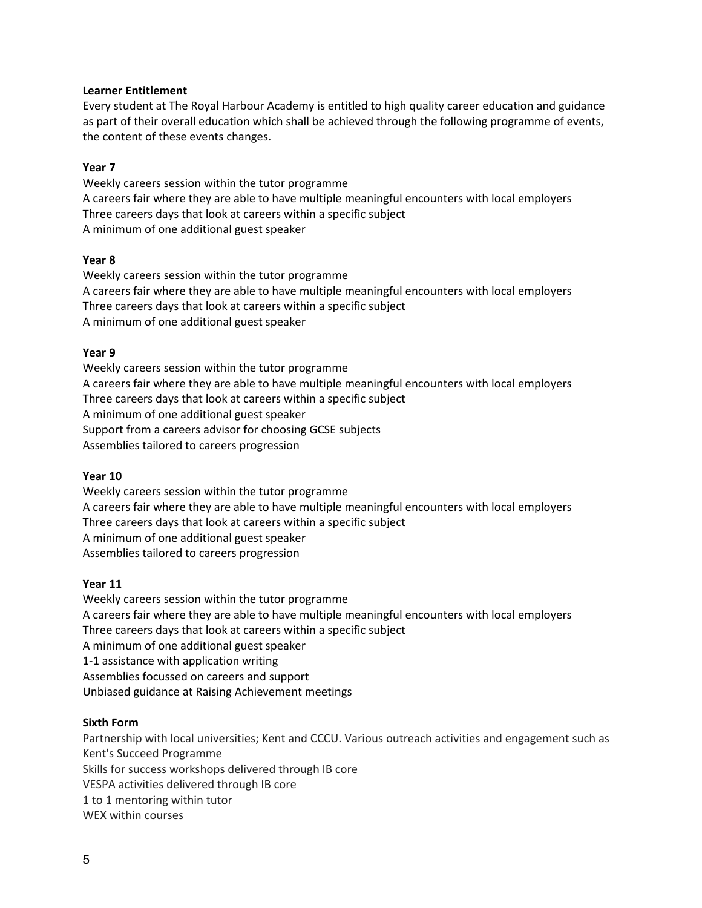**Learner Entitlement**

Every student at The Royal Harbour Academy is entitled to high quality career education and guidance as part of their overall education which shall be achieved through the following programme of events, the content of these events changes.

**Year 7**

Weekly careers session within the tutor programme
A careers fair where they are able to have multiple meaningful encounters with local employers
Three careers days that look at careers within a specific subject
A minimum of one additional guest speaker

**Year 8**

Weekly careers session within the tutor programme
A careers fair where they are able to have multiple meaningful encounters with local employers
Three careers days that look at careers within a specific subject
A minimum of one additional guest speaker

**Year 9**

Weekly careers session within the tutor programme
A careers fair where they are able to have multiple meaningful encounters with local employers
Three careers days that look at careers within a specific subject
A minimum of one additional guest speaker
Support from a careers advisor for choosing GCSE subjects
Assemblies tailored to careers progression

**Year 10**

Weekly careers session within the tutor programme
A careers fair where they are able to have multiple meaningful encounters with local employers
Three careers days that look at careers within a specific subject
A minimum of one additional guest speaker
Assemblies tailored to careers progression

**Year 11**

Weekly careers session within the tutor programme
A careers fair where they are able to have multiple meaningful encounters with local employers
Three careers days that look at careers within a specific subject
A minimum of one additional guest speaker
1-1 assistance with application writing
Assemblies focussed on careers and support
Unbiased guidance at Raising Achievement meetings

**Sixth Form**

Partnership with local universities; Kent and CCCU. Various outreach activities and engagement such as Kent's Succeed Programme
Skills for success workshops delivered through IB core
VESPA activities delivered through IB core
1 to 1 mentoring within tutor
WEX within courses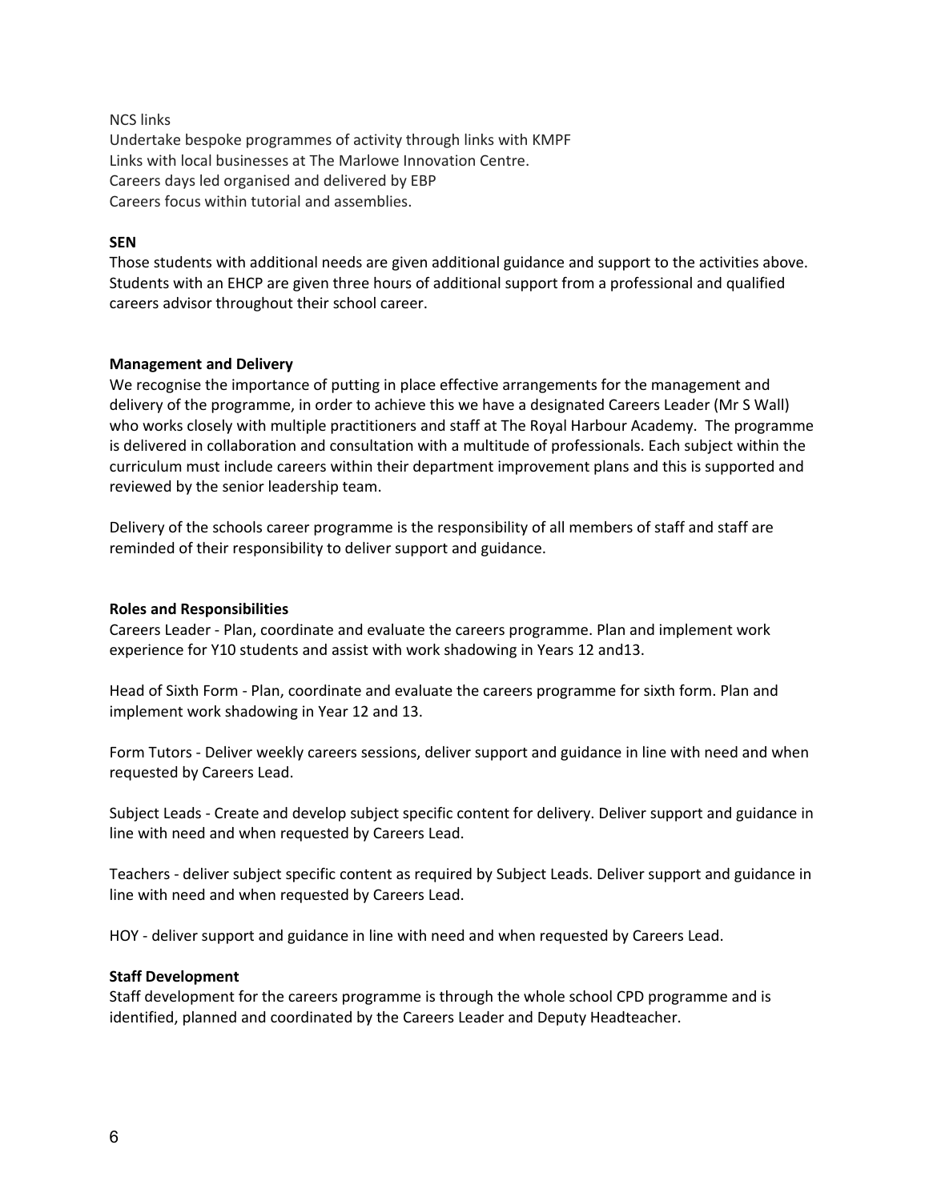NCS links
Undertake bespoke programmes of activity through links with KMPF
Links with local businesses at The Marlowe Innovation Centre.
Careers days led organised and delivered by EBP
Careers focus within tutorial and assemblies.

**SEN**

Those students with additional needs are given additional guidance and support to the activities above. Students with an EHCP are given three hours of additional support from a professional and qualified careers advisor throughout their school career.

**Management and Delivery**

We recognise the importance of putting in place effective arrangements for the management and delivery of the programme, in order to achieve this we have a designated Careers Leader (Mr S Wall) who works closely with multiple practitioners and staff at The Royal Harbour Academy. The programme is delivered in collaboration and consultation with a multitude of professionals. Each subject within the curriculum must include careers within their department improvement plans and this is supported and reviewed by the senior leadership team.

Delivery of the schools career programme is the responsibility of all members of staff and staff are reminded of their responsibility to deliver support and guidance.

**Roles and Responsibilities**

Careers Leader - Plan, coordinate and evaluate the careers programme. Plan and implement work experience for Y10 students and assist with work shadowing in Years 12 and13.

Head of Sixth Form - Plan, coordinate and evaluate the careers programme for sixth form. Plan and implement work shadowing in Year 12 and 13.

Form Tutors - Deliver weekly careers sessions, deliver support and guidance in line with need and when requested by Careers Lead.

Subject Leads - Create and develop subject specific content for delivery. Deliver support and guidance in line with need and when requested by Careers Lead.

Teachers - deliver subject specific content as required by Subject Leads. Deliver support and guidance in line with need and when requested by Careers Lead.

HOY - deliver support and guidance in line with need and when requested by Careers Lead.

**Staff Development**

Staff development for the careers programme is through the whole school CPD programme and is identified, planned and coordinated by the Careers Leader and Deputy Headteacher.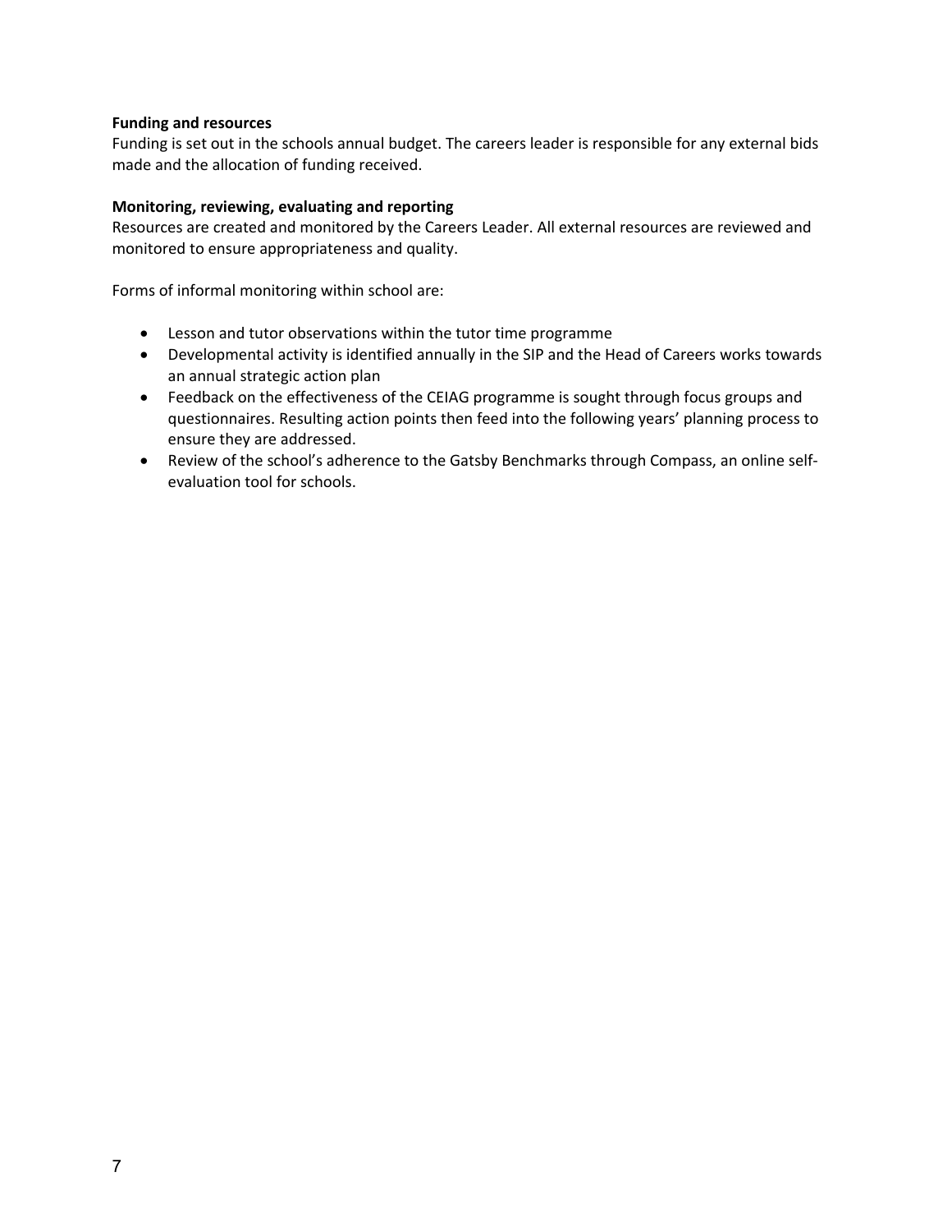**Funding and resources**

Funding is set out in the schools annual budget. The careers leader is responsible for any external bids made and the allocation of funding received.

**Monitoring, reviewing, evaluating and reporting**

Resources are created and monitored by the Careers Leader. All external resources are reviewed and monitored to ensure appropriateness and quality.

Forms of informal monitoring within school are:

- Lesson and tutor observations within the tutor time programme
- Developmental activity is identified annually in the SIP and the Head of Careers works towards an annual strategic action plan
- Feedback on the effectiveness of the CEIAG programme is sought through focus groups and questionnaires. Resulting action points then feed into the following years' planning process to ensure they are addressed.
- Review of the school's adherence to the Gatsby Benchmarks through Compass, an online self-evaluation tool for schools.